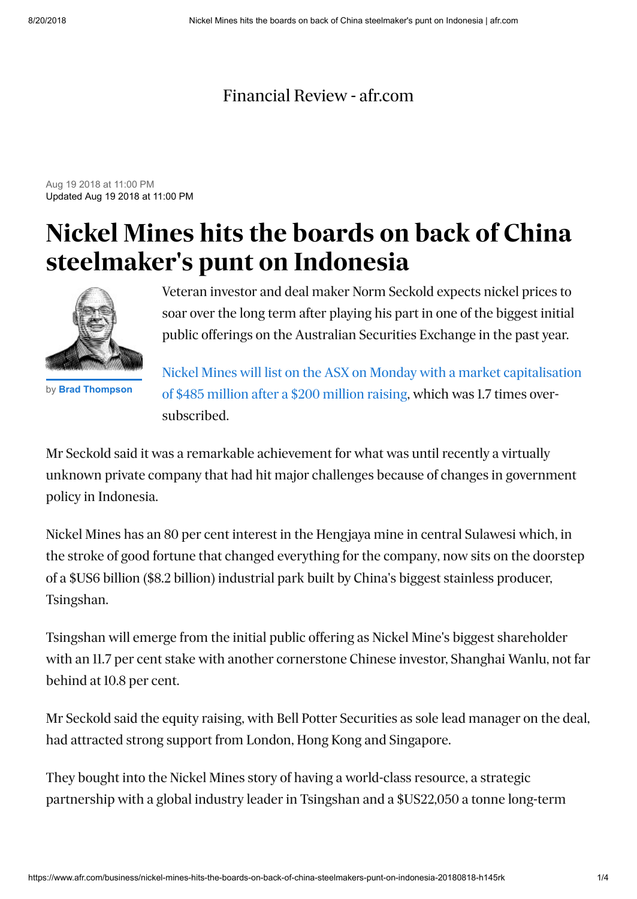Financial Review - afr.com

Aug 19 2018 at 11:00 PM
Updated Aug 19 2018 at 11:00 PM

# Nickel Mines hits the boards on back of China steelmaker's punt on Indonesia

by **Brad Thompson**

Veteran investor and deal maker Norm Seckold expects nickel prices to soar over the long term after playing his part in one of the biggest initial public offerings on the Australian Securities Exchange in the past year.

Nickel Mines will list on the ASX on Monday with a market capitalisation of $485 million after a $200 million raising, which was 1.7 times over-subscribed.

Mr Seckold said it was a remarkable achievement for what was until recently a virtually unknown private company that had hit major challenges because of changes in government policy in Indonesia.

Nickel Mines has an 80 per cent interest in the Hengjaya mine in central Sulawesi which, in the stroke of good fortune that changed everything for the company, now sits on the doorstep of a $US6 billion ($8.2 billion) industrial park built by China's biggest stainless producer, Tsingshan.

Tsingshan will emerge from the initial public offering as Nickel Mine's biggest shareholder with an 11.7 per cent stake with another cornerstone Chinese investor, Shanghai Wanlu, not far behind at 10.8 per cent.

Mr Seckold said the equity raising, with Bell Potter Securities as sole lead manager on the deal, had attracted strong support from London, Hong Kong and Singapore.

They bought into the Nickel Mines story of having a world-class resource, a strategic partnership with a global industry leader in Tsingshan and a $US22,050 a tonne long-term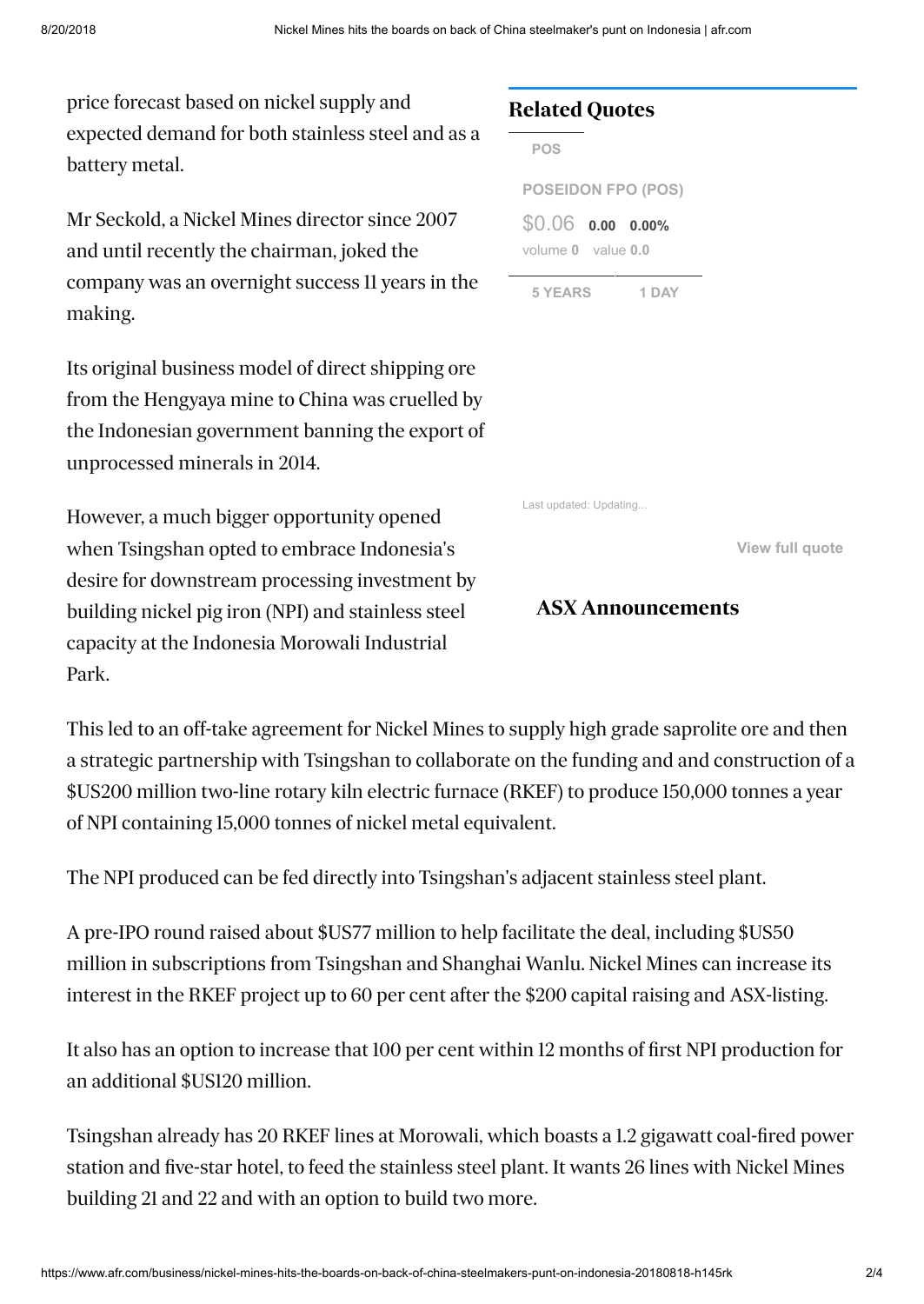price forecast based on nickel supply and expected demand for both stainless steel and as a battery metal.

Mr Seckold, a Nickel Mines director since 2007 and until recently the chairman, joked the company was an overnight success 11 years in the making.

Its original business model of direct shipping ore from the Hengyaya mine to China was cruelled by the Indonesian government banning the export of unprocessed minerals in 2014.

However, a much bigger opportunity opened when Tsingshan opted to embrace Indonesia's desire for downstream processing investment by building nickel pig iron (NPI) and stainless steel capacity at the Indonesia Morowali Industrial Park.

## Related Quotes

POS

POSEIDON FPO (POS)

$0.06 **0.00** **0.00%**

volume **0** value **0.0**

5 YEARS 1 DAY

Last updated: Updating...

View full quote

## ASX Announcements

This led to an off-take agreement for Nickel Mines to supply high grade saprolite ore and then a strategic partnership with Tsingshan to collaborate on the funding and and construction of a $US200 million two-line rotary kiln electric furnace (RKEF) to produce 150,000 tonnes a year of NPI containing 15,000 tonnes of nickel metal equivalent.

The NPI produced can be fed directly into Tsingshan's adjacent stainless steel plant.

A pre-IPO round raised about $US77 million to help facilitate the deal, including $US50 million in subscriptions from Tsingshan and Shanghai Wanlu. Nickel Mines can increase its interest in the RKEF project up to 60 per cent after the $200 capital raising and ASX-listing.

It also has an option to increase that 100 per cent within 12 months of first NPI production for an additional $US120 million.

Tsingshan already has 20 RKEF lines at Morowali, which boasts a 1.2 gigawatt coal-fired power station and five-star hotel, to feed the stainless steel plant. It wants 26 lines with Nickel Mines building 21 and 22 and with an option to build two more.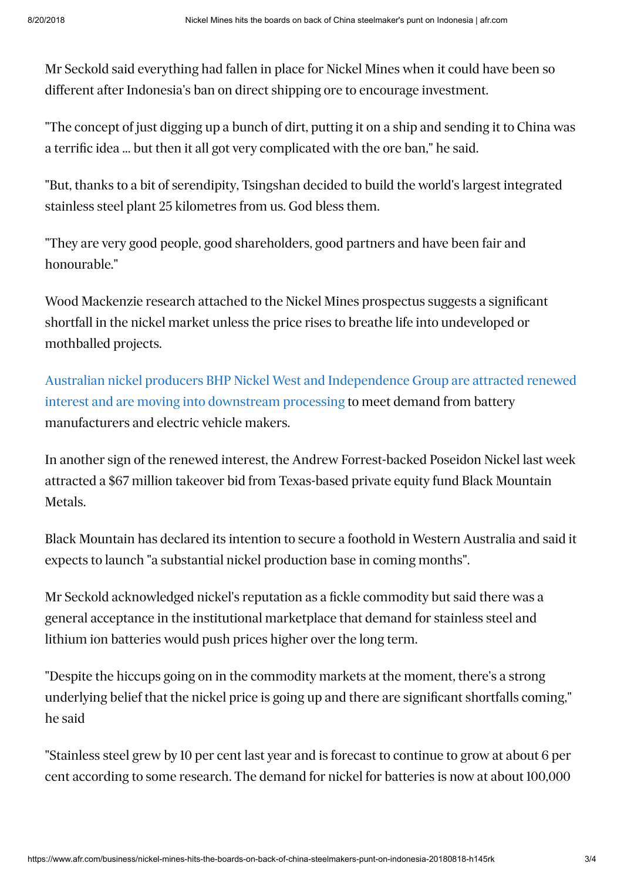Mr Seckold said everything had fallen in place for Nickel Mines when it could have been so different after Indonesia's ban on direct shipping ore to encourage investment.

"The concept of just digging up a bunch of dirt, putting it on a ship and sending it to China was a terrific idea ... but then it all got very complicated with the ore ban," he said.

"But, thanks to a bit of serendipity, Tsingshan decided to build the world's largest integrated stainless steel plant 25 kilometres from us. God bless them.

"They are very good people, good shareholders, good partners and have been fair and honourable."

Wood Mackenzie research attached to the Nickel Mines prospectus suggests a significant shortfall in the nickel market unless the price rises to breathe life into undeveloped or mothballed projects.

Australian nickel producers BHP Nickel West and Independence Group are attracted renewed interest and are moving into downstream processing to meet demand from battery manufacturers and electric vehicle makers.

In another sign of the renewed interest, the Andrew Forrest-backed Poseidon Nickel last week attracted a $67 million takeover bid from Texas-based private equity fund Black Mountain Metals.

Black Mountain has declared its intention to secure a foothold in Western Australia and said it expects to launch "a substantial nickel production base in coming months".

Mr Seckold acknowledged nickel's reputation as a fickle commodity but said there was a general acceptance in the institutional marketplace that demand for stainless steel and lithium ion batteries would push prices higher over the long term.

"Despite the hiccups going on in the commodity markets at the moment, there's a strong underlying belief that the nickel price is going up and there are significant shortfalls coming," he said

"Stainless steel grew by 10 per cent last year and is forecast to continue to grow at about 6 per cent according to some research. The demand for nickel for batteries is now at about 100,000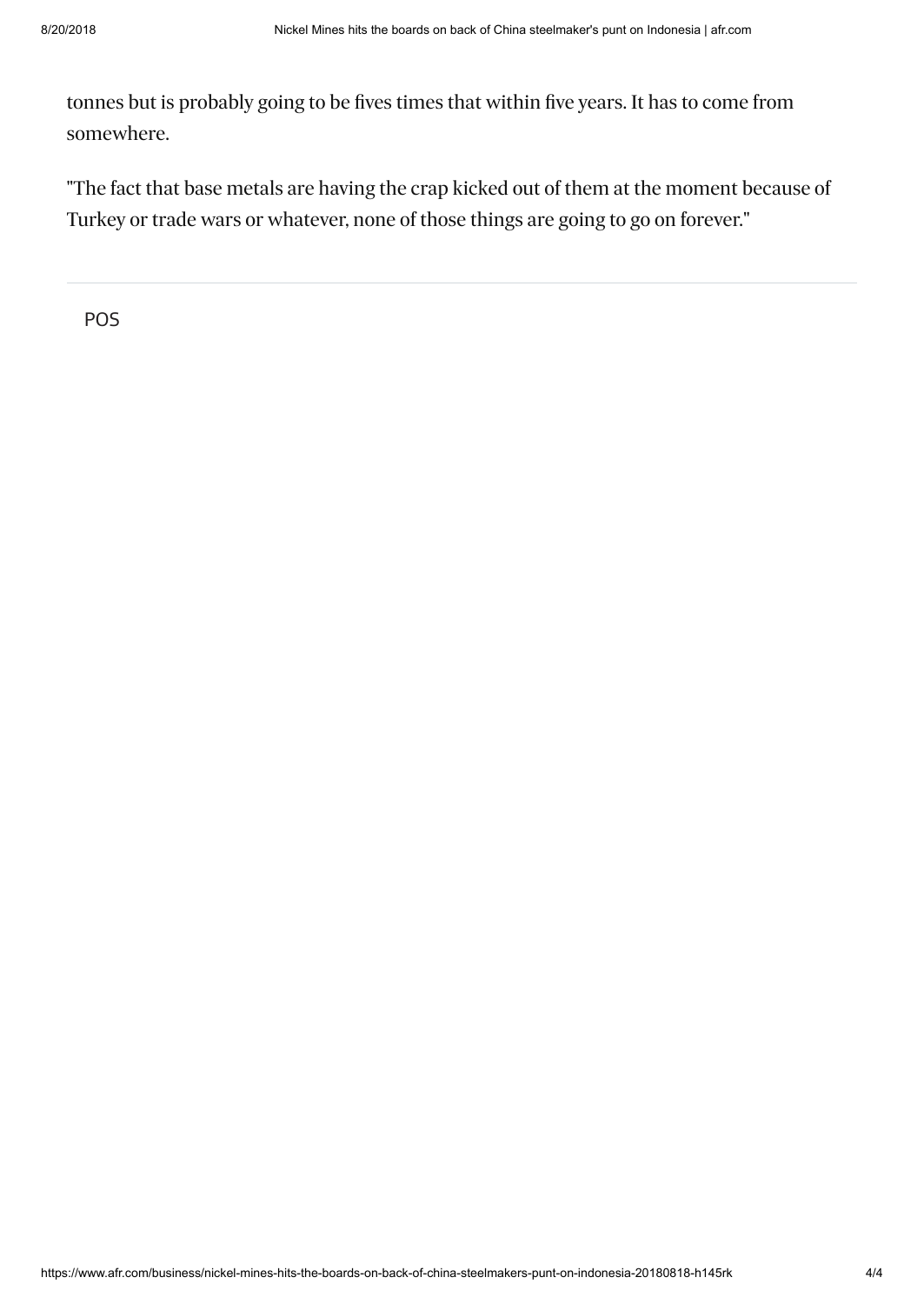tonnes but is probably going to be fives times that within five years. It has to come from somewhere.

"The fact that base metals are having the crap kicked out of them at the moment because of Turkey or trade wars or whatever, none of those things are going to go on forever."

---

POS